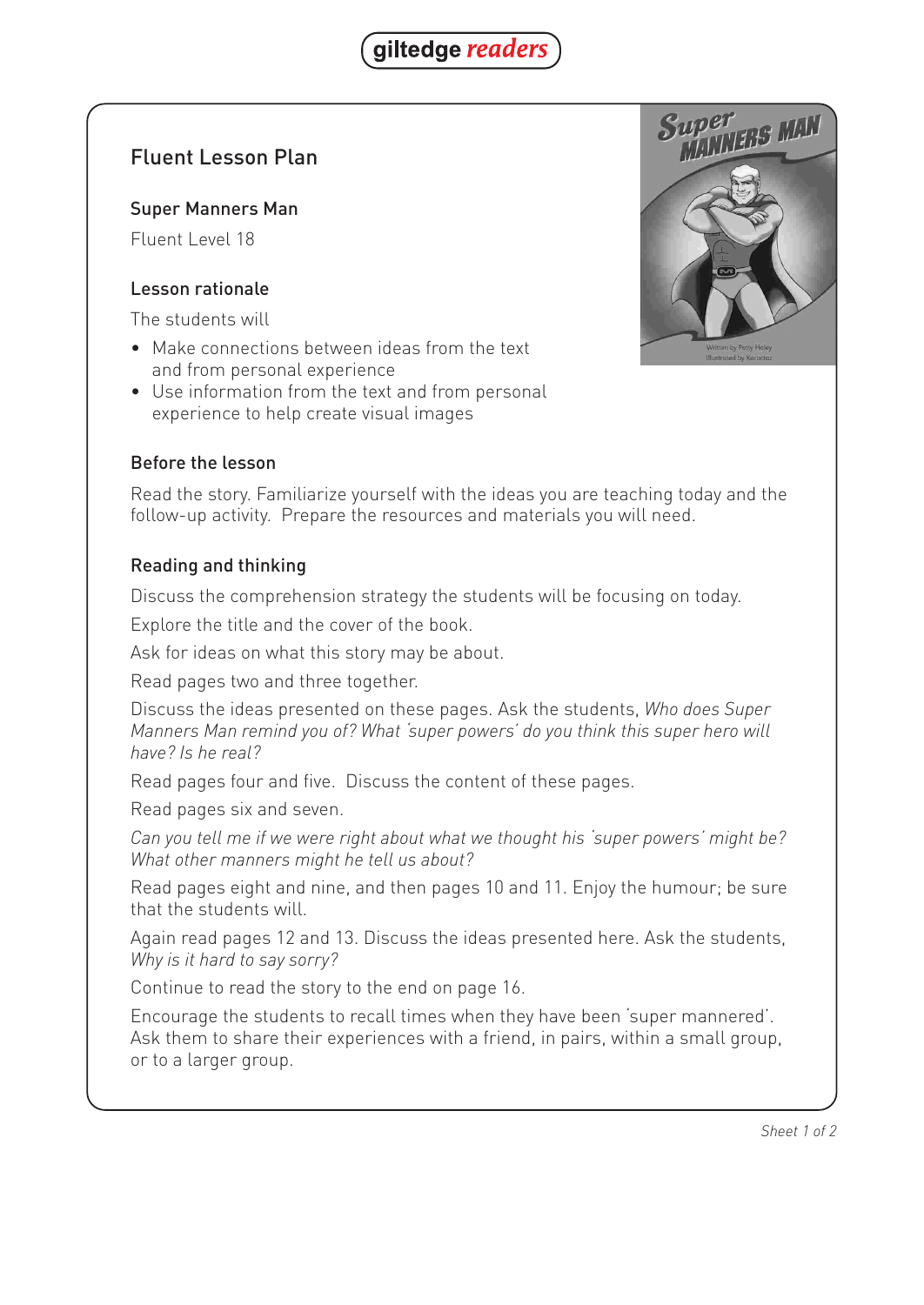# Fluent Lesson Plan

## Super Manners Man

Fluent Level 18

### Lesson rationale

The students will

- Make connections between ideas from the text and from personal experience
- Use information from the text and from personal experience to help create visual images

### Before the lesson

Read the story. Familiarize yourself with the ideas you are teaching today and the follow-up activity. Prepare the resources and materials you will need.

### Reading and thinking

Discuss the comprehension strategy the students will be focusing on today.

Explore the title and the cover of the book.

Ask for ideas on what this story may be about.

Read pages two and three together.

Discuss the ideas presented on these pages. Ask the students, *Who does Super Manners Man remind you of? What 'super powers' do you think this super hero will have? Is he real?*

Read pages four and five. Discuss the content of these pages.

Read pages six and seven.

*Can you tell me if we were right about what we thought his 'super powers' might be? What other manners might he tell us about?*

Read pages eight and nine, and then pages 10 and 11. Enjoy the humour; be sure that the students will.

Again read pages 12 and 13. Discuss the ideas presented here. Ask the students, *Why is it hard to say sorry?*

Continue to read the story to the end on page 16.

Encourage the students to recall times when they have been 'super mannered'. Ask them to share their experiences with a friend, in pairs, within a small group, or to a larger group.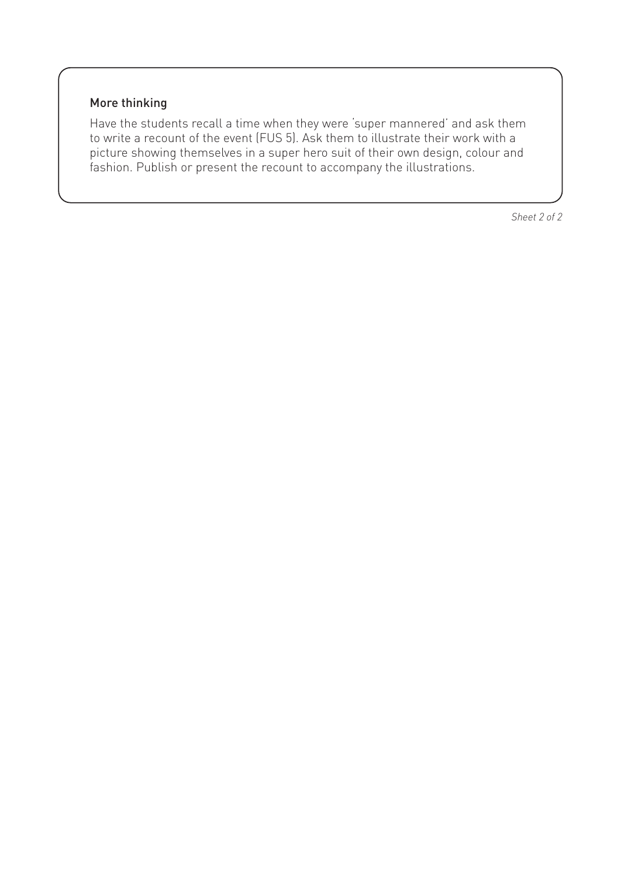### More thinking

Have the students recall a time when they were 'super mannered' and ask them to write a recount of the event (FUS 5). Ask them to illustrate their work with a picture showing themselves in a super hero suit of their own design, colour and fashion. Publish or present the recount to accompany the illustrations.